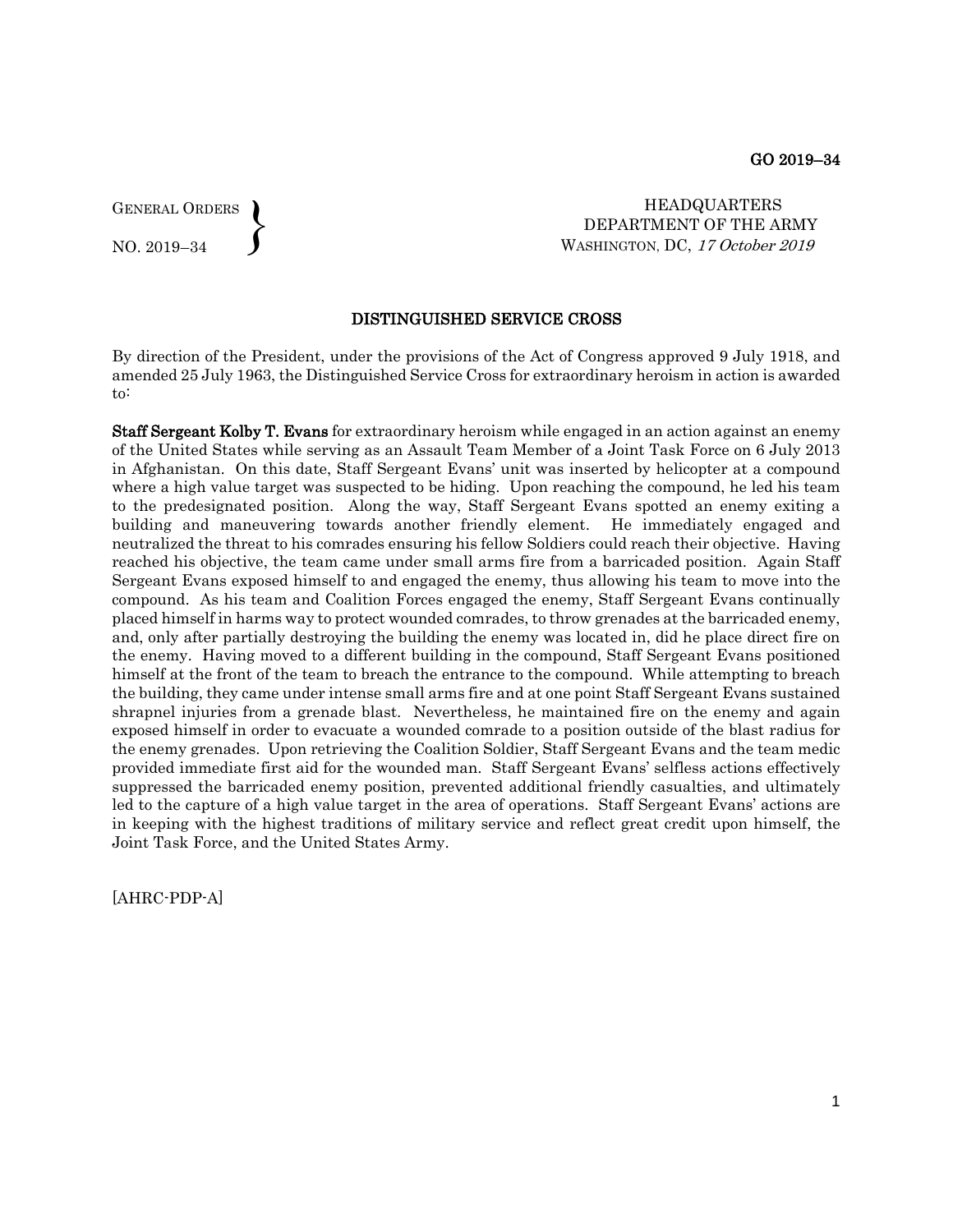GO 2019–34

GENERAL ORDERS
NO. 2019–34

HEADQUARTERS
DEPARTMENT OF THE ARMY
WASHINGTON, DC, *17 October 2019*

## DISTINGUISHED SERVICE CROSS

By direction of the President, under the provisions of the Act of Congress approved 9 July 1918, and amended 25 July 1963, the Distinguished Service Cross for extraordinary heroism in action is awarded to:

**Staff Sergeant Kolby T. Evans** for extraordinary heroism while engaged in an action against an enemy of the United States while serving as an Assault Team Member of a Joint Task Force on 6 July 2013 in Afghanistan. On this date, Staff Sergeant Evans' unit was inserted by helicopter at a compound where a high value target was suspected to be hiding. Upon reaching the compound, he led his team to the predesignated position. Along the way, Staff Sergeant Evans spotted an enemy exiting a building and maneuvering towards another friendly element. He immediately engaged and neutralized the threat to his comrades ensuring his fellow Soldiers could reach their objective. Having reached his objective, the team came under small arms fire from a barricaded position. Again Staff Sergeant Evans exposed himself to and engaged the enemy, thus allowing his team to move into the compound. As his team and Coalition Forces engaged the enemy, Staff Sergeant Evans continually placed himself in harms way to protect wounded comrades, to throw grenades at the barricaded enemy, and, only after partially destroying the building the enemy was located in, did he place direct fire on the enemy. Having moved to a different building in the compound, Staff Sergeant Evans positioned himself at the front of the team to breach the entrance to the compound. While attempting to breach the building, they came under intense small arms fire and at one point Staff Sergeant Evans sustained shrapnel injuries from a grenade blast. Nevertheless, he maintained fire on the enemy and again exposed himself in order to evacuate a wounded comrade to a position outside of the blast radius for the enemy grenades. Upon retrieving the Coalition Soldier, Staff Sergeant Evans and the team medic provided immediate first aid for the wounded man. Staff Sergeant Evans' selfless actions effectively suppressed the barricaded enemy position, prevented additional friendly casualties, and ultimately led to the capture of a high value target in the area of operations. Staff Sergeant Evans' actions are in keeping with the highest traditions of military service and reflect great credit upon himself, the Joint Task Force, and the United States Army.

[AHRC-PDP-A]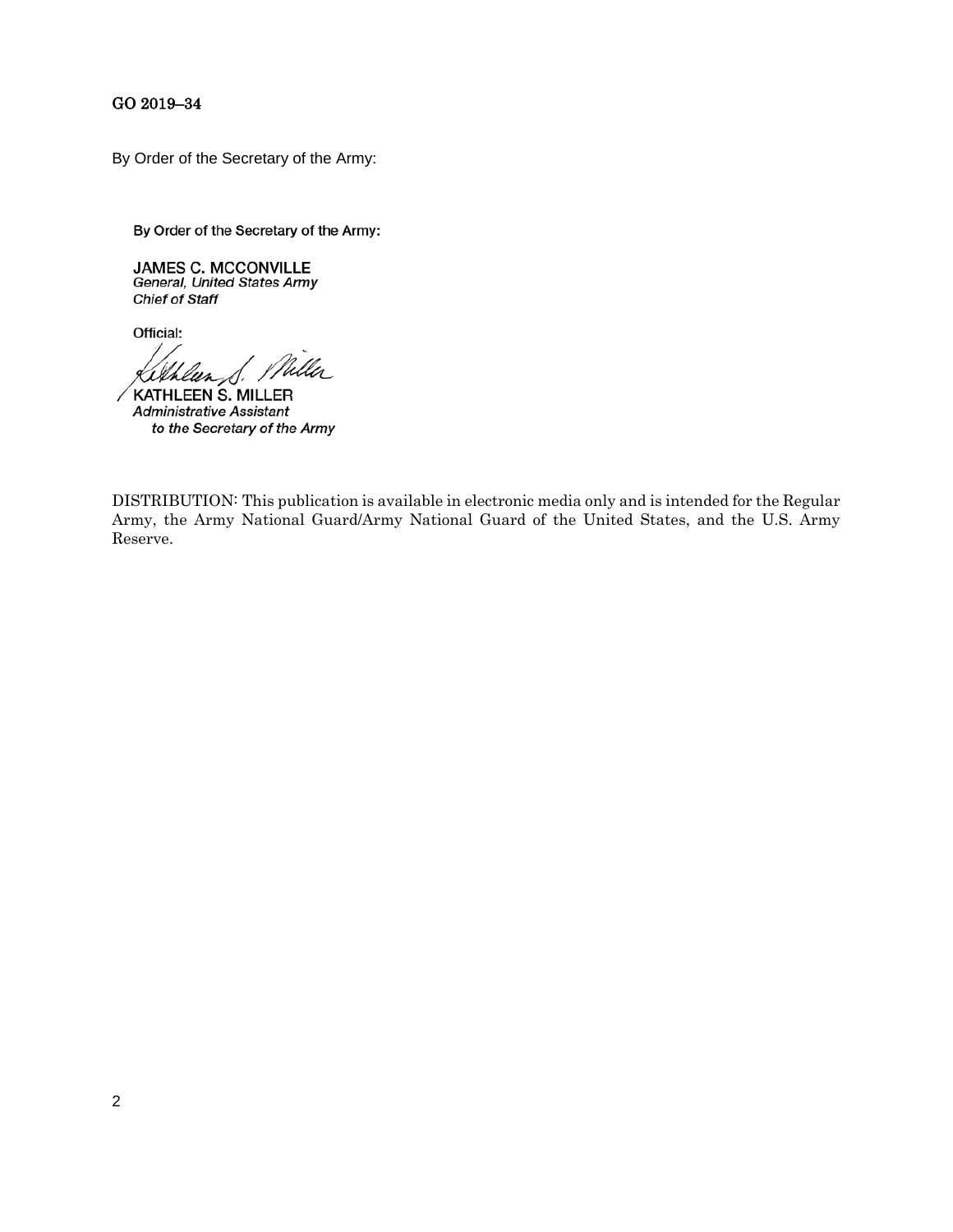GO 2019–34

By Order of the Secretary of the Army:

By Order of the Secretary of the Army:

**JAMES C. MCCONVILLE**
*General, United States Army*
*Chief of Staff*

Official:

**KATHLEEN S. MILLER**
*Administrative Assistant*
*to the Secretary of the Army*

DISTRIBUTION: This publication is available in electronic media only and is intended for the Regular Army, the Army National Guard/Army National Guard of the United States, and the U.S. Army Reserve.